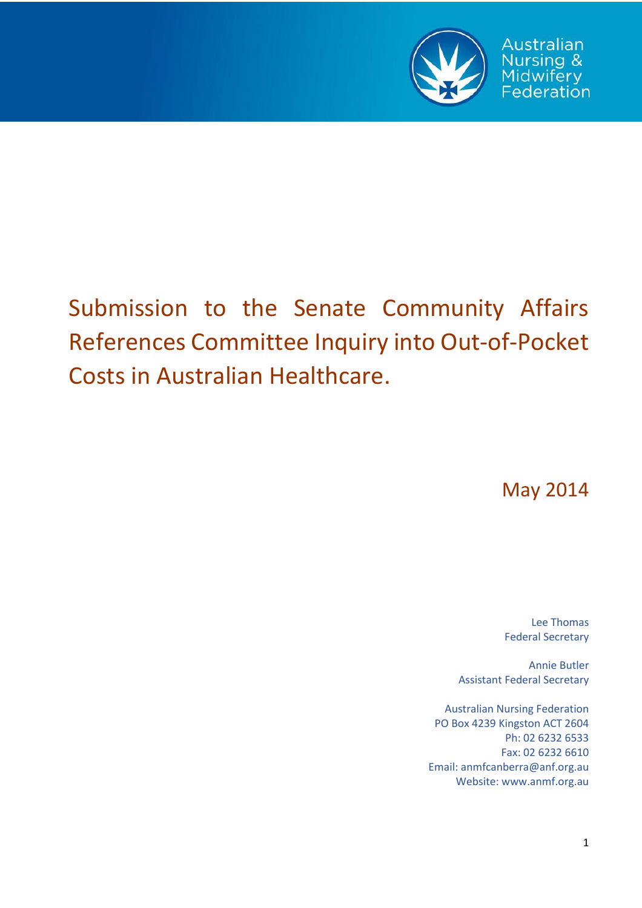Australian Nursing & Midwifery Federation

# Submission to the Senate Community Affairs References Committee Inquiry into Out-of-Pocket Costs in Australian Healthcare.

May 2014

Lee Thomas
Federal Secretary

Annie Butler
Assistant Federal Secretary

Australian Nursing Federation
PO Box 4239 Kingston ACT 2604
Ph: 02 6232 6533
Fax: 02 6232 6610
Email: anmfcanberra@anf.org.au
Website: www.anmf.org.au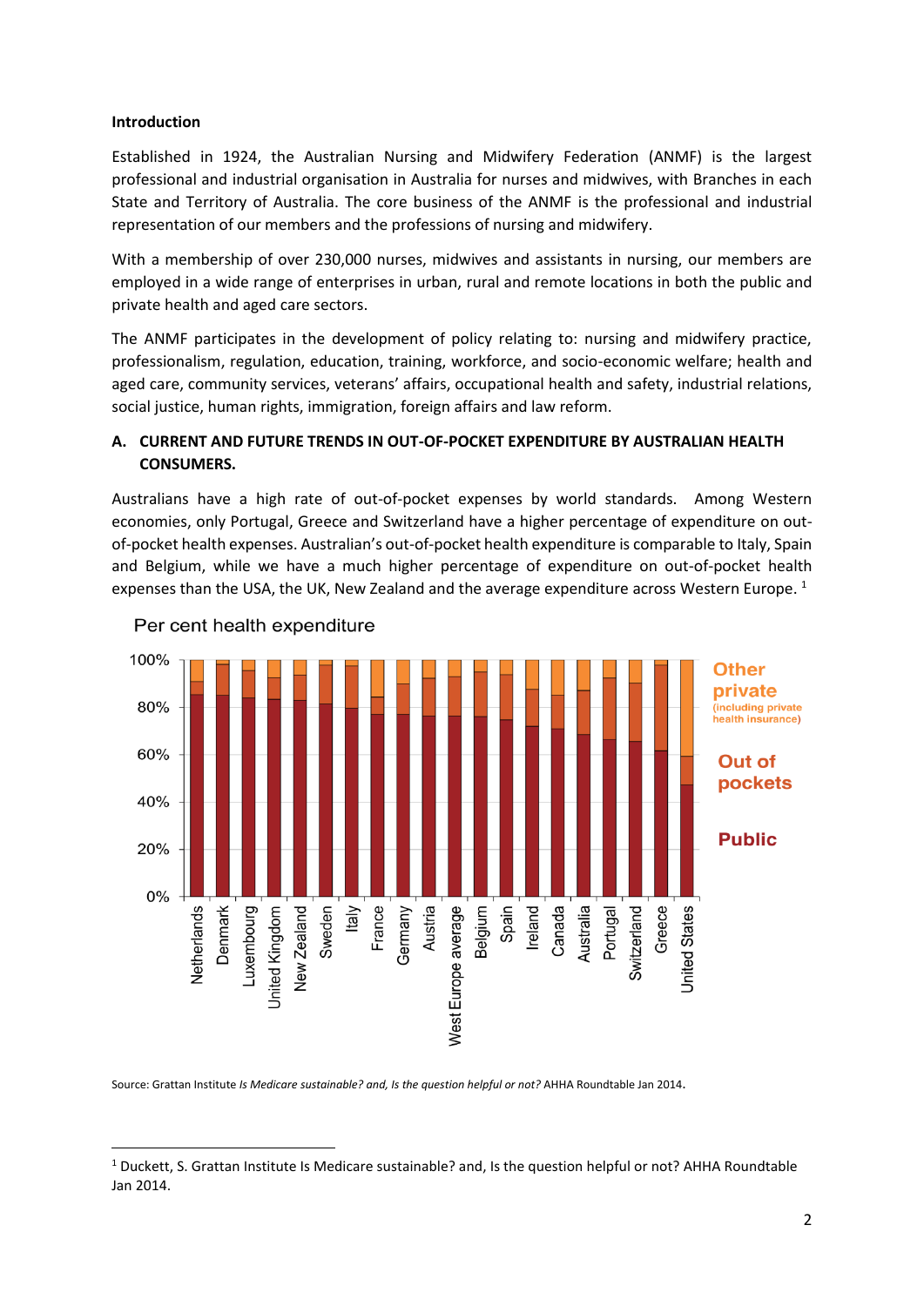**Introduction**

Established in 1924, the Australian Nursing and Midwifery Federation (ANMF) is the largest professional and industrial organisation in Australia for nurses and midwives, with Branches in each State and Territory of Australia. The core business of the ANMF is the professional and industrial representation of our members and the professions of nursing and midwifery.

With a membership of over 230,000 nurses, midwives and assistants in nursing, our members are employed in a wide range of enterprises in urban, rural and remote locations in both the public and private health and aged care sectors.

The ANMF participates in the development of policy relating to: nursing and midwifery practice, professionalism, regulation, education, training, workforce, and socio-economic welfare; health and aged care, community services, veterans' affairs, occupational health and safety, industrial relations, social justice, human rights, immigration, foreign affairs and law reform.

## A. CURRENT AND FUTURE TRENDS IN OUT-OF-POCKET EXPENDITURE BY AUSTRALIAN HEALTH CONSUMERS.

Australians have a high rate of out-of-pocket expenses by world standards. Among Western economies, only Portugal, Greece and Switzerland have a higher percentage of expenditure on out-of-pocket health expenses. Australian's out-of-pocket health expenditure is comparable to Italy, Spain and Belgium, while we have a much higher percentage of expenditure on out-of-pocket health expenses than the USA, the UK, New Zealand and the average expenditure across Western Europe. [1]

Per cent health expenditure

Source: Grattan Institute *Is Medicare sustainable? and, Is the question helpful or not?* AHHA Roundtable Jan 2014.

[1] Duckett, S. Grattan Institute Is Medicare sustainable? and, Is the question helpful or not? AHHA Roundtable Jan 2014.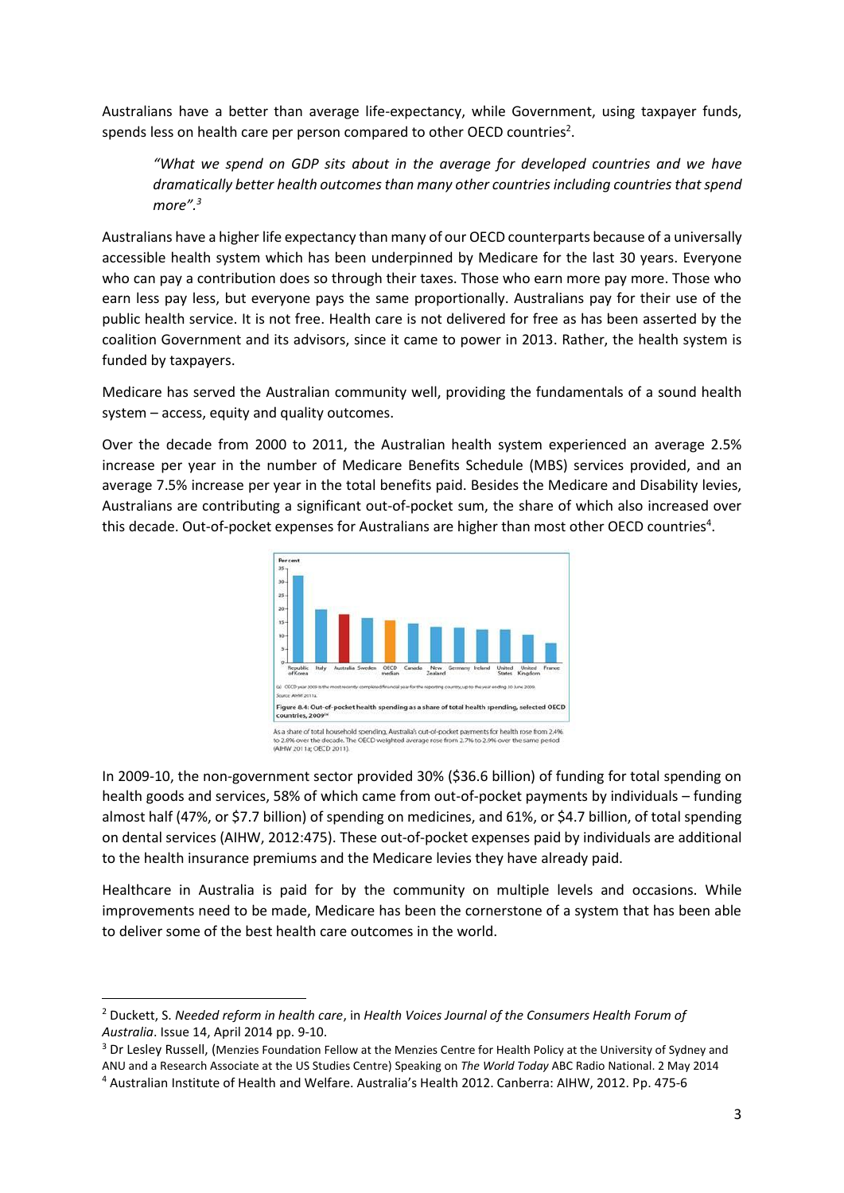Australians have a better than average life-expectancy, while Government, using taxpayer funds, spends less on health care per person compared to other OECD countries[2].

> *"What we spend on GDP sits about in the average for developed countries and we have dramatically better health outcomes than many other countries including countries that spend more".[3]*

Australians have a higher life expectancy than many of our OECD counterparts because of a universally accessible health system which has been underpinned by Medicare for the last 30 years. Everyone who can pay a contribution does so through their taxes. Those who earn more pay more. Those who earn less pay less, but everyone pays the same proportionally. Australians pay for their use of the public health service. It is not free. Health care is not delivered for free as has been asserted by the coalition Government and its advisors, since it came to power in 2013. Rather, the health system is funded by taxpayers.

Medicare has served the Australian community well, providing the fundamentals of a sound health system – access, equity and quality outcomes.

Over the decade from 2000 to 2011, the Australian health system experienced an average 2.5% increase per year in the number of Medicare Benefits Schedule (MBS) services provided, and an average 7.5% increase per year in the total benefits paid. Besides the Medicare and Disability levies, Australians are contributing a significant out-of-pocket sum, the share of which also increased over this decade. Out-of-pocket expenses for Australians are higher than most other OECD countries[4].

(a) OECD year 2009 is the most recently completed financial year for the reporting country, up to the year ending 30 June 2009.
Source: AIHW 2011a.

**Figure 8.4: Out-of-pocket health spending as a share of total health spending, selected OECD countries, 2009[(a)]**

As a share of total household spending, Australia's out-of-pocket payments for health rose from 2.4% to 2.8% over the decade. The OECD weighted average rose from 2.7% to 2.9% over the same period (AIHW 2011a; OECD 2011).

In 2009-10, the non-government sector provided 30% ($36.6 billion) of funding for total spending on health goods and services, 58% of which came from out-of-pocket payments by individuals – funding almost half (47%, or $7.7 billion) of spending on medicines, and 61%, or $4.7 billion, of total spending on dental services (AIHW, 2012:475). These out-of-pocket expenses paid by individuals are additional to the health insurance premiums and the Medicare levies they have already paid.

Healthcare in Australia is paid for by the community on multiple levels and occasions. While improvements need to be made, Medicare has been the cornerstone of a system that has been able to deliver some of the best health care outcomes in the world.

---

[2] Duckett, S. *Needed reform in health care*, in *Health Voices Journal of the Consumers Health Forum of Australia*. Issue 14, April 2014 pp. 9-10.

[3] Dr Lesley Russell, (Menzies Foundation Fellow at the Menzies Centre for Health Policy at the University of Sydney and ANU and a Research Associate at the US Studies Centre) Speaking on *The World Today* ABC Radio National. 2 May 2014

[4] Australian Institute of Health and Welfare. Australia's Health 2012. Canberra: AIHW, 2012. Pp. 475-6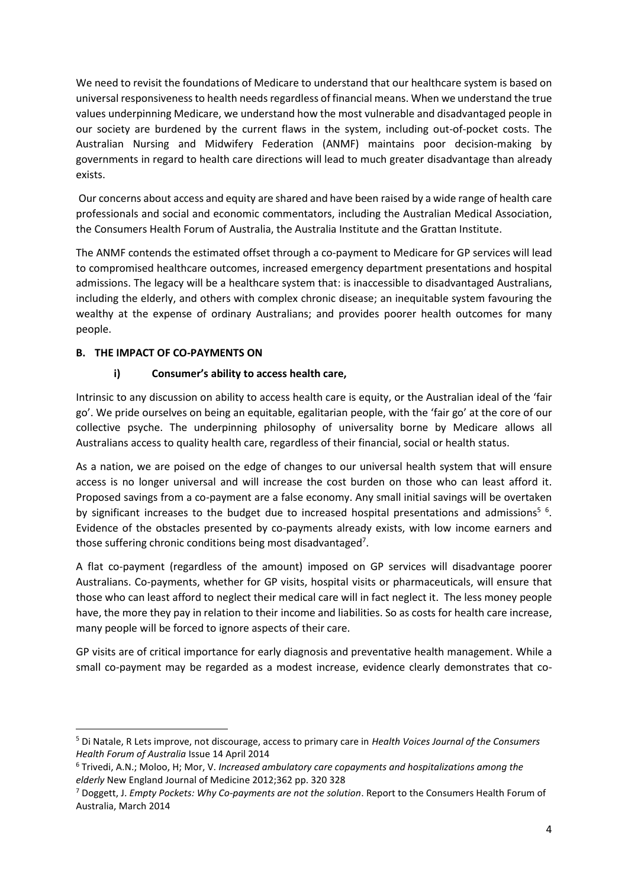We need to revisit the foundations of Medicare to understand that our healthcare system is based on universal responsiveness to health needs regardless of financial means. When we understand the true values underpinning Medicare, we understand how the most vulnerable and disadvantaged people in our society are burdened by the current flaws in the system, including out-of-pocket costs. The Australian Nursing and Midwifery Federation (ANMF) maintains poor decision-making by governments in regard to health care directions will lead to much greater disadvantage than already exists.

Our concerns about access and equity are shared and have been raised by a wide range of health care professionals and social and economic commentators, including the Australian Medical Association, the Consumers Health Forum of Australia, the Australia Institute and the Grattan Institute.

The ANMF contends the estimated offset through a co-payment to Medicare for GP services will lead to compromised healthcare outcomes, increased emergency department presentations and hospital admissions. The legacy will be a healthcare system that: is inaccessible to disadvantaged Australians, including the elderly, and others with complex chronic disease; an inequitable system favouring the wealthy at the expense of ordinary Australians; and provides poorer health outcomes for many people.

**B. THE IMPACT OF CO-PAYMENTS ON**

**i) Consumer's ability to access health care,**

Intrinsic to any discussion on ability to access health care is equity, or the Australian ideal of the 'fair go'. We pride ourselves on being an equitable, egalitarian people, with the 'fair go' at the core of our collective psyche. The underpinning philosophy of universality borne by Medicare allows all Australians access to quality health care, regardless of their financial, social or health status.

As a nation, we are poised on the edge of changes to our universal health system that will ensure access is no longer universal and will increase the cost burden on those who can least afford it. Proposed savings from a co-payment are a false economy. Any small initial savings will be overtaken by significant increases to the budget due to increased hospital presentations and admissions[5] [6]. Evidence of the obstacles presented by co-payments already exists, with low income earners and those suffering chronic conditions being most disadvantaged[7].

A flat co-payment (regardless of the amount) imposed on GP services will disadvantage poorer Australians. Co-payments, whether for GP visits, hospital visits or pharmaceuticals, will ensure that those who can least afford to neglect their medical care will in fact neglect it. The less money people have, the more they pay in relation to their income and liabilities. So as costs for health care increase, many people will be forced to ignore aspects of their care.

GP visits are of critical importance for early diagnosis and preventative health management. While a small co-payment may be regarded as a modest increase, evidence clearly demonstrates that co-

---

[5] Di Natale, R Lets improve, not discourage, access to primary care in *Health Voices Journal of the Consumers Health Forum of Australia* Issue 14 April 2014

[6] Trivedi, A.N.; Moloo, H; Mor, V. *Increased ambulatory care copayments and hospitalizations among the elderly* New England Journal of Medicine 2012;362 pp. 320 328

[7] Doggett, J. *Empty Pockets: Why Co-payments are not the solution*. Report to the Consumers Health Forum of Australia, March 2014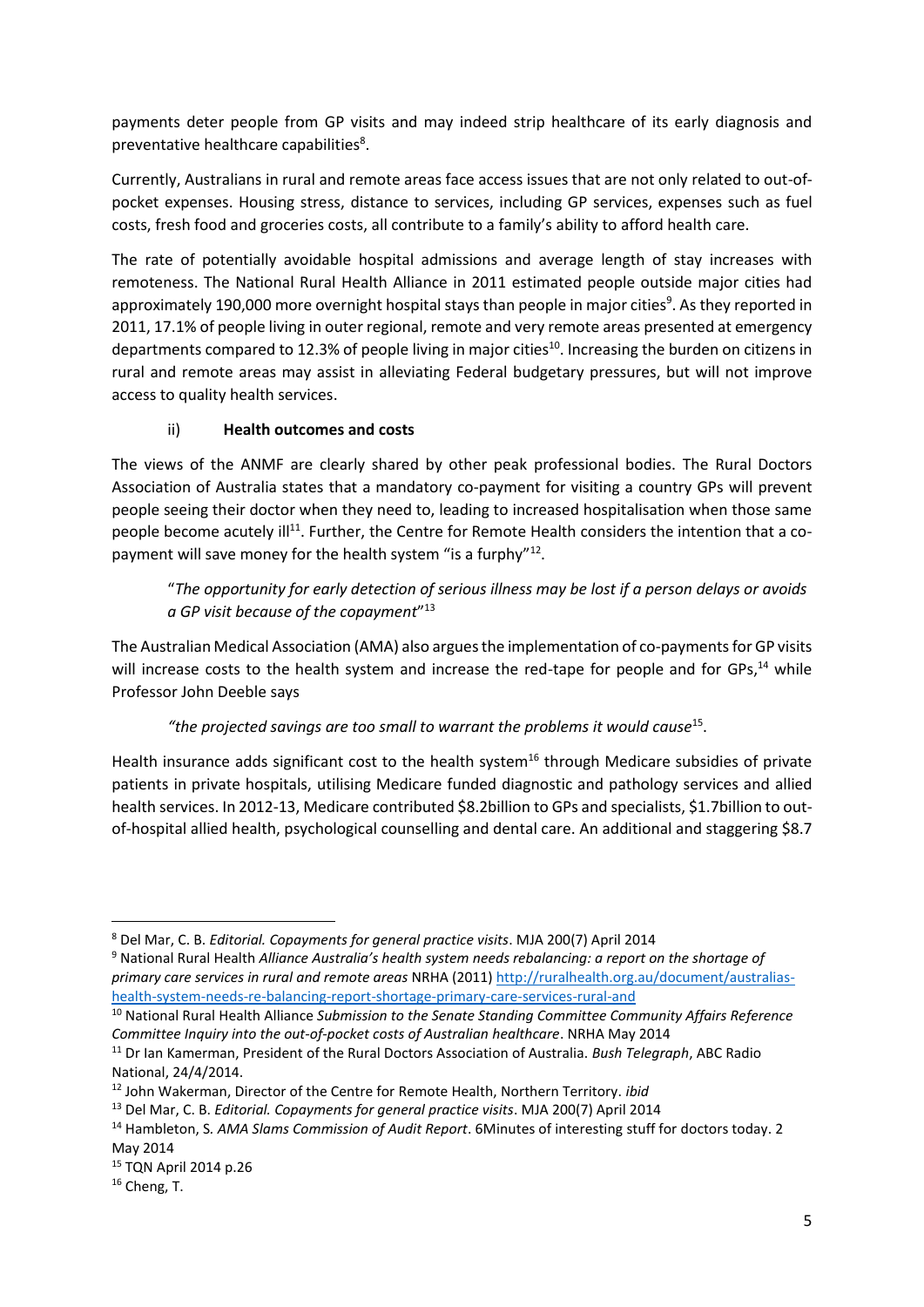payments deter people from GP visits and may indeed strip healthcare of its early diagnosis and preventative healthcare capabilities[8].

Currently, Australians in rural and remote areas face access issues that are not only related to out-of-pocket expenses. Housing stress, distance to services, including GP services, expenses such as fuel costs, fresh food and groceries costs, all contribute to a family's ability to afford health care.

The rate of potentially avoidable hospital admissions and average length of stay increases with remoteness. The National Rural Health Alliance in 2011 estimated people outside major cities had approximately 190,000 more overnight hospital stays than people in major cities[9]. As they reported in 2011, 17.1% of people living in outer regional, remote and very remote areas presented at emergency departments compared to 12.3% of people living in major cities[10]. Increasing the burden on citizens in rural and remote areas may assist in alleviating Federal budgetary pressures, but will not improve access to quality health services.

### ii) Health outcomes and costs

The views of the ANMF are clearly shared by other peak professional bodies. The Rural Doctors Association of Australia states that a mandatory co-payment for visiting a country GPs will prevent people seeing their doctor when they need to, leading to increased hospitalisation when those same people become acutely ill[11]. Further, the Centre for Remote Health considers the intention that a co-payment will save money for the health system "is a furphy"[12].

> "*The opportunity for early detection of serious illness may be lost if a person delays or avoids a GP visit because of the copayment*"[13]

The Australian Medical Association (AMA) also argues the implementation of co-payments for GP visits will increase costs to the health system and increase the red-tape for people and for GPs,[14] while Professor John Deeble says

> *"the projected savings are too small to warrant the problems it would cause*[15].

Health insurance adds significant cost to the health system[16] through Medicare subsidies of private patients in private hospitals, utilising Medicare funded diagnostic and pathology services and allied health services. In 2012-13, Medicare contributed \$8.2billion to GPs and specialists, \$1.7billion to out-of-hospital allied health, psychological counselling and dental care. An additional and staggering \$8.7

---

[8] Del Mar, C. B. *Editorial. Copayments for general practice visits*. MJA 200(7) April 2014

[9] National Rural Health *Alliance Australia's health system needs rebalancing: a report on the shortage of primary care services in rural and remote areas* NRHA (2011) http://ruralhealth.org.au/document/australias-health-system-needs-re-balancing-report-shortage-primary-care-services-rural-and

[10] National Rural Health Alliance *Submission to the Senate Standing Committee Community Affairs Reference Committee Inquiry into the out-of-pocket costs of Australian healthcare*. NRHA May 2014

[11] Dr Ian Kamerman, President of the Rural Doctors Association of Australia. *Bush Telegraph*, ABC Radio National, 24/4/2014.

[12] John Wakerman, Director of the Centre for Remote Health, Northern Territory. *ibid*

[13] Del Mar, C. B. *Editorial. Copayments for general practice visits*. MJA 200(7) April 2014

[14] Hambleton, S. *AMA Slams Commission of Audit Report*. 6Minutes of interesting stuff for doctors today. 2 May 2014

[15] TQN April 2014 p.26

[16] Cheng, T.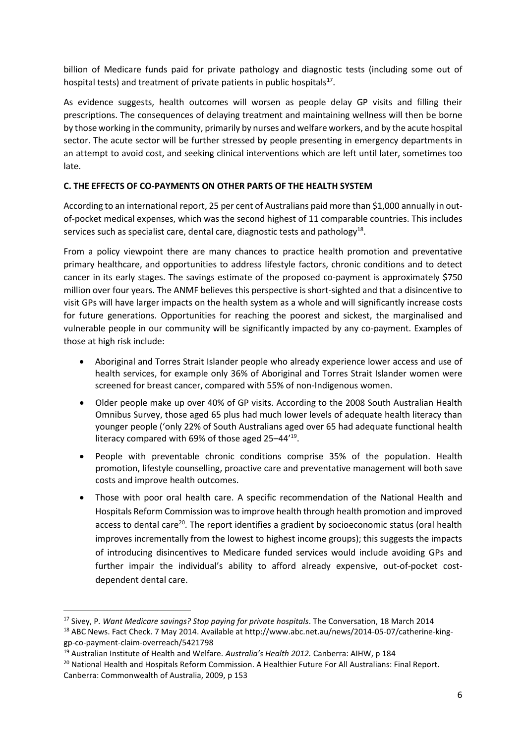billion of Medicare funds paid for private pathology and diagnostic tests (including some out of hospital tests) and treatment of private patients in public hospitals[17].

As evidence suggests, health outcomes will worsen as people delay GP visits and filling their prescriptions. The consequences of delaying treatment and maintaining wellness will then be borne by those working in the community, primarily by nurses and welfare workers, and by the acute hospital sector. The acute sector will be further stressed by people presenting in emergency departments in an attempt to avoid cost, and seeking clinical interventions which are left until later, sometimes too late.

**C. THE EFFECTS OF CO-PAYMENTS ON OTHER PARTS OF THE HEALTH SYSTEM**

According to an international report, 25 per cent of Australians paid more than $1,000 annually in out-of-pocket medical expenses, which was the second highest of 11 comparable countries. This includes services such as specialist care, dental care, diagnostic tests and pathology[18].

From a policy viewpoint there are many chances to practice health promotion and preventative primary healthcare, and opportunities to address lifestyle factors, chronic conditions and to detect cancer in its early stages. The savings estimate of the proposed co-payment is approximately $750 million over four years. The ANMF believes this perspective is short-sighted and that a disincentive to visit GPs will have larger impacts on the health system as a whole and will significantly increase costs for future generations. Opportunities for reaching the poorest and sickest, the marginalised and vulnerable people in our community will be significantly impacted by any co-payment. Examples of those at high risk include:

- Aboriginal and Torres Strait Islander people who already experience lower access and use of health services, for example only 36% of Aboriginal and Torres Strait Islander women were screened for breast cancer, compared with 55% of non-Indigenous women.
- Older people make up over 40% of GP visits. According to the 2008 South Australian Health Omnibus Survey, those aged 65 plus had much lower levels of adequate health literacy than younger people ('only 22% of South Australians aged over 65 had adequate functional health literacy compared with 69% of those aged 25–44'[19].
- People with preventable chronic conditions comprise 35% of the population. Health promotion, lifestyle counselling, proactive care and preventative management will both save costs and improve health outcomes.
- Those with poor oral health care. A specific recommendation of the National Health and Hospitals Reform Commission was to improve health through health promotion and improved access to dental care[20]. The report identifies a gradient by socioeconomic status (oral health improves incrementally from the lowest to highest income groups); this suggests the impacts of introducing disincentives to Medicare funded services would include avoiding GPs and further impair the individual's ability to afford already expensive, out-of-pocket cost-dependent dental care.

---

[17] Sivey, P. *Want Medicare savings? Stop paying for private hospitals*. The Conversation, 18 March 2014

[18] ABC News. Fact Check. 7 May 2014. Available at http://www.abc.net.au/news/2014-05-07/catherine-king-gp-co-payment-claim-overreach/5421798

[19] Australian Institute of Health and Welfare. *Australia's Health 2012.* Canberra: AIHW, p 184

[20] National Health and Hospitals Reform Commission. A Healthier Future For All Australians: Final Report. Canberra: Commonwealth of Australia, 2009, p 153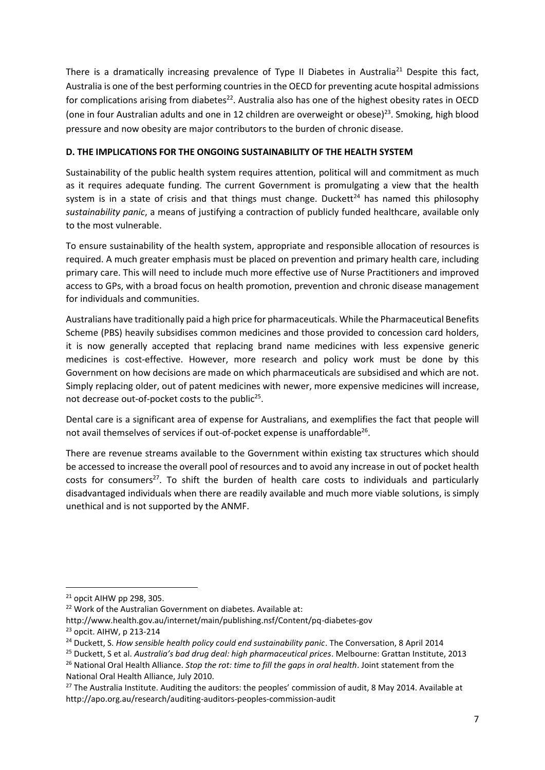There is a dramatically increasing prevalence of Type II Diabetes in Australia[21] Despite this fact, Australia is one of the best performing countries in the OECD for preventing acute hospital admissions for complications arising from diabetes[22]. Australia also has one of the highest obesity rates in OECD (one in four Australian adults and one in 12 children are overweight or obese)[23]. Smoking, high blood pressure and now obesity are major contributors to the burden of chronic disease.

**D. THE IMPLICATIONS FOR THE ONGOING SUSTAINABILITY OF THE HEALTH SYSTEM**

Sustainability of the public health system requires attention, political will and commitment as much as it requires adequate funding. The current Government is promulgating a view that the health system is in a state of crisis and that things must change. Duckett[24] has named this philosophy *sustainability panic*, a means of justifying a contraction of publicly funded healthcare, available only to the most vulnerable.

To ensure sustainability of the health system, appropriate and responsible allocation of resources is required. A much greater emphasis must be placed on prevention and primary health care, including primary care. This will need to include much more effective use of Nurse Practitioners and improved access to GPs, with a broad focus on health promotion, prevention and chronic disease management for individuals and communities.

Australians have traditionally paid a high price for pharmaceuticals. While the Pharmaceutical Benefits Scheme (PBS) heavily subsidises common medicines and those provided to concession card holders, it is now generally accepted that replacing brand name medicines with less expensive generic medicines is cost-effective. However, more research and policy work must be done by this Government on how decisions are made on which pharmaceuticals are subsidised and which are not. Simply replacing older, out of patent medicines with newer, more expensive medicines will increase, not decrease out-of-pocket costs to the public[25].

Dental care is a significant area of expense for Australians, and exemplifies the fact that people will not avail themselves of services if out-of-pocket expense is unaffordable[26].

There are revenue streams available to the Government within existing tax structures which should be accessed to increase the overall pool of resources and to avoid any increase in out of pocket health costs for consumers[27]. To shift the burden of health care costs to individuals and particularly disadvantaged individuals when there are readily available and much more viable solutions, is simply unethical and is not supported by the ANMF.

---

[21] opcit AIHW pp 298, 305.

[22] Work of the Australian Government on diabetes. Available at: http://www.health.gov.au/internet/main/publishing.nsf/Content/pq-diabetes-gov

[23] opcit. AIHW, p 213-214

[24] Duckett, S. *How sensible health policy could end sustainability panic*. The Conversation, 8 April 2014

[25] Duckett, S et al. *Australia's bad drug deal: high pharmaceutical prices*. Melbourne: Grattan Institute, 2013

[26] National Oral Health Alliance. *Stop the rot: time to fill the gaps in oral health*. Joint statement from the National Oral Health Alliance, July 2010.

[27] The Australia Institute. Auditing the auditors: the peoples' commission of audit, 8 May 2014. Available at http://apo.org.au/research/auditing-auditors-peoples-commission-audit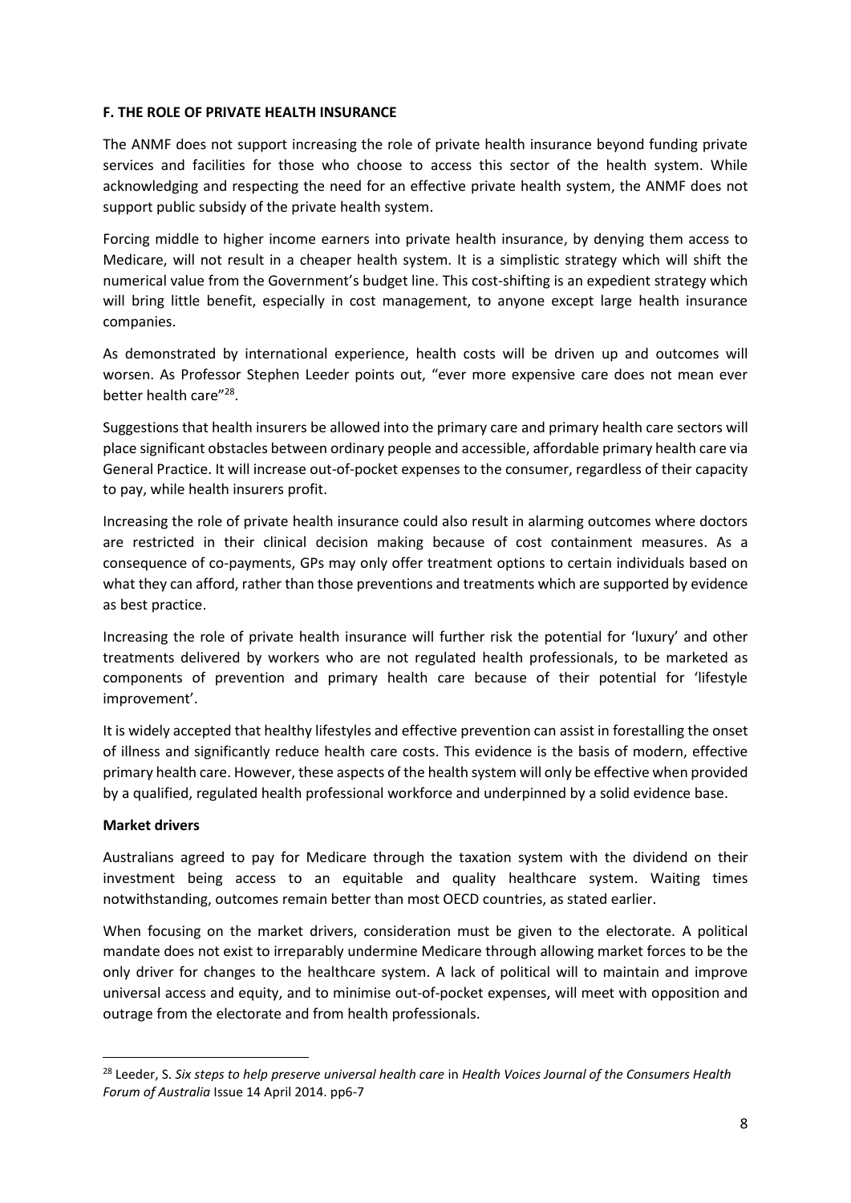**F. THE ROLE OF PRIVATE HEALTH INSURANCE**

The ANMF does not support increasing the role of private health insurance beyond funding private services and facilities for those who choose to access this sector of the health system. While acknowledging and respecting the need for an effective private health system, the ANMF does not support public subsidy of the private health system.

Forcing middle to higher income earners into private health insurance, by denying them access to Medicare, will not result in a cheaper health system. It is a simplistic strategy which will shift the numerical value from the Government's budget line. This cost-shifting is an expedient strategy which will bring little benefit, especially in cost management, to anyone except large health insurance companies.

As demonstrated by international experience, health costs will be driven up and outcomes will worsen. As Professor Stephen Leeder points out, "ever more expensive care does not mean ever better health care"[28].

Suggestions that health insurers be allowed into the primary care and primary health care sectors will place significant obstacles between ordinary people and accessible, affordable primary health care via General Practice. It will increase out-of-pocket expenses to the consumer, regardless of their capacity to pay, while health insurers profit.

Increasing the role of private health insurance could also result in alarming outcomes where doctors are restricted in their clinical decision making because of cost containment measures. As a consequence of co-payments, GPs may only offer treatment options to certain individuals based on what they can afford, rather than those preventions and treatments which are supported by evidence as best practice.

Increasing the role of private health insurance will further risk the potential for 'luxury' and other treatments delivered by workers who are not regulated health professionals, to be marketed as components of prevention and primary health care because of their potential for 'lifestyle improvement'.

It is widely accepted that healthy lifestyles and effective prevention can assist in forestalling the onset of illness and significantly reduce health care costs. This evidence is the basis of modern, effective primary health care. However, these aspects of the health system will only be effective when provided by a qualified, regulated health professional workforce and underpinned by a solid evidence base.

**Market drivers**

Australians agreed to pay for Medicare through the taxation system with the dividend on their investment being access to an equitable and quality healthcare system. Waiting times notwithstanding, outcomes remain better than most OECD countries, as stated earlier.

When focusing on the market drivers, consideration must be given to the electorate. A political mandate does not exist to irreparably undermine Medicare through allowing market forces to be the only driver for changes to the healthcare system. A lack of political will to maintain and improve universal access and equity, and to minimise out-of-pocket expenses, will meet with opposition and outrage from the electorate and from health professionals.

---

[28] Leeder, S. *Six steps to help preserve universal health care* in *Health Voices Journal of the Consumers Health Forum of Australia* Issue 14 April 2014. pp6-7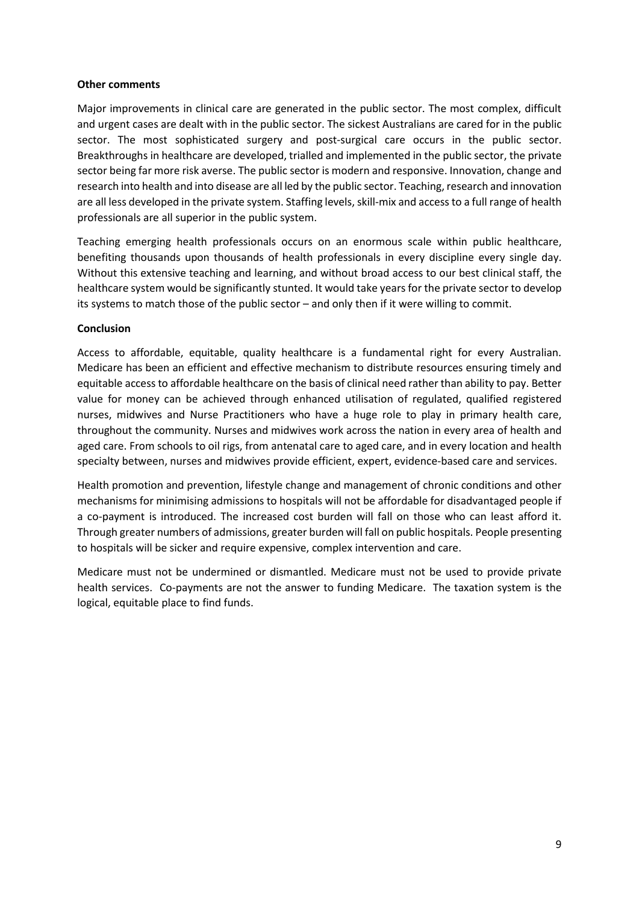**Other comments**

Major improvements in clinical care are generated in the public sector. The most complex, difficult and urgent cases are dealt with in the public sector. The sickest Australians are cared for in the public sector. The most sophisticated surgery and post-surgical care occurs in the public sector. Breakthroughs in healthcare are developed, trialled and implemented in the public sector, the private sector being far more risk averse. The public sector is modern and responsive. Innovation, change and research into health and into disease are all led by the public sector. Teaching, research and innovation are all less developed in the private system. Staffing levels, skill-mix and access to a full range of health professionals are all superior in the public system.

Teaching emerging health professionals occurs on an enormous scale within public healthcare, benefiting thousands upon thousands of health professionals in every discipline every single day. Without this extensive teaching and learning, and without broad access to our best clinical staff, the healthcare system would be significantly stunted. It would take years for the private sector to develop its systems to match those of the public sector – and only then if it were willing to commit.

**Conclusion**

Access to affordable, equitable, quality healthcare is a fundamental right for every Australian. Medicare has been an efficient and effective mechanism to distribute resources ensuring timely and equitable access to affordable healthcare on the basis of clinical need rather than ability to pay. Better value for money can be achieved through enhanced utilisation of regulated, qualified registered nurses, midwives and Nurse Practitioners who have a huge role to play in primary health care, throughout the community. Nurses and midwives work across the nation in every area of health and aged care. From schools to oil rigs, from antenatal care to aged care, and in every location and health specialty between, nurses and midwives provide efficient, expert, evidence-based care and services.

Health promotion and prevention, lifestyle change and management of chronic conditions and other mechanisms for minimising admissions to hospitals will not be affordable for disadvantaged people if a co-payment is introduced. The increased cost burden will fall on those who can least afford it. Through greater numbers of admissions, greater burden will fall on public hospitals. People presenting to hospitals will be sicker and require expensive, complex intervention and care.

Medicare must not be undermined or dismantled. Medicare must not be used to provide private health services. Co-payments are not the answer to funding Medicare. The taxation system is the logical, equitable place to find funds.